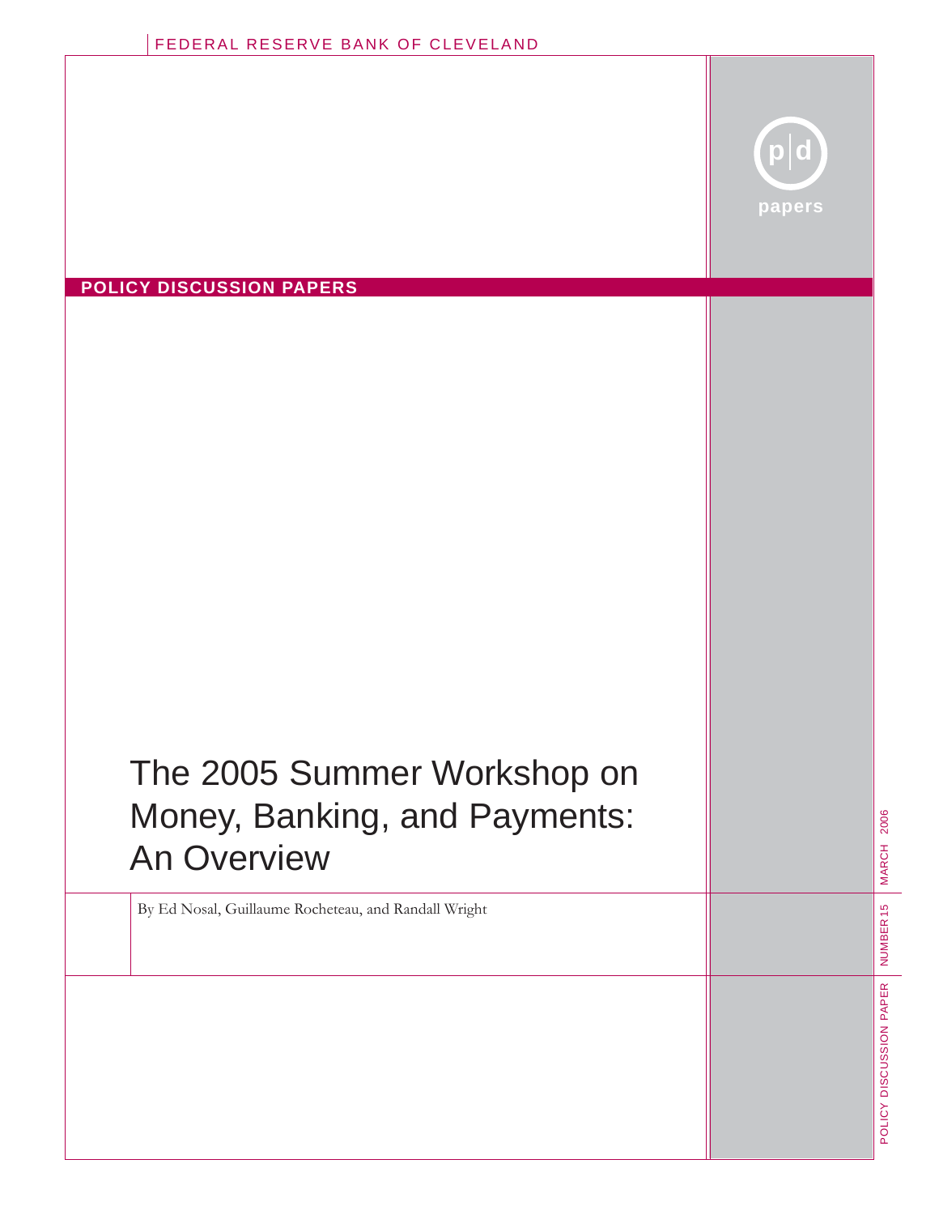FEDERAL RESERVE BANK OF CLEVELAND

**POLICY DISCUSSION PAPERS**

# The 2005 Summer Workshop on Money, Banking, and Payments: An Overview

By Ed Nosal, Guillaume Rocheteau, and Randall Wright

POLICY DISCUSSION PAPER NUMBER 15 MARCH 2006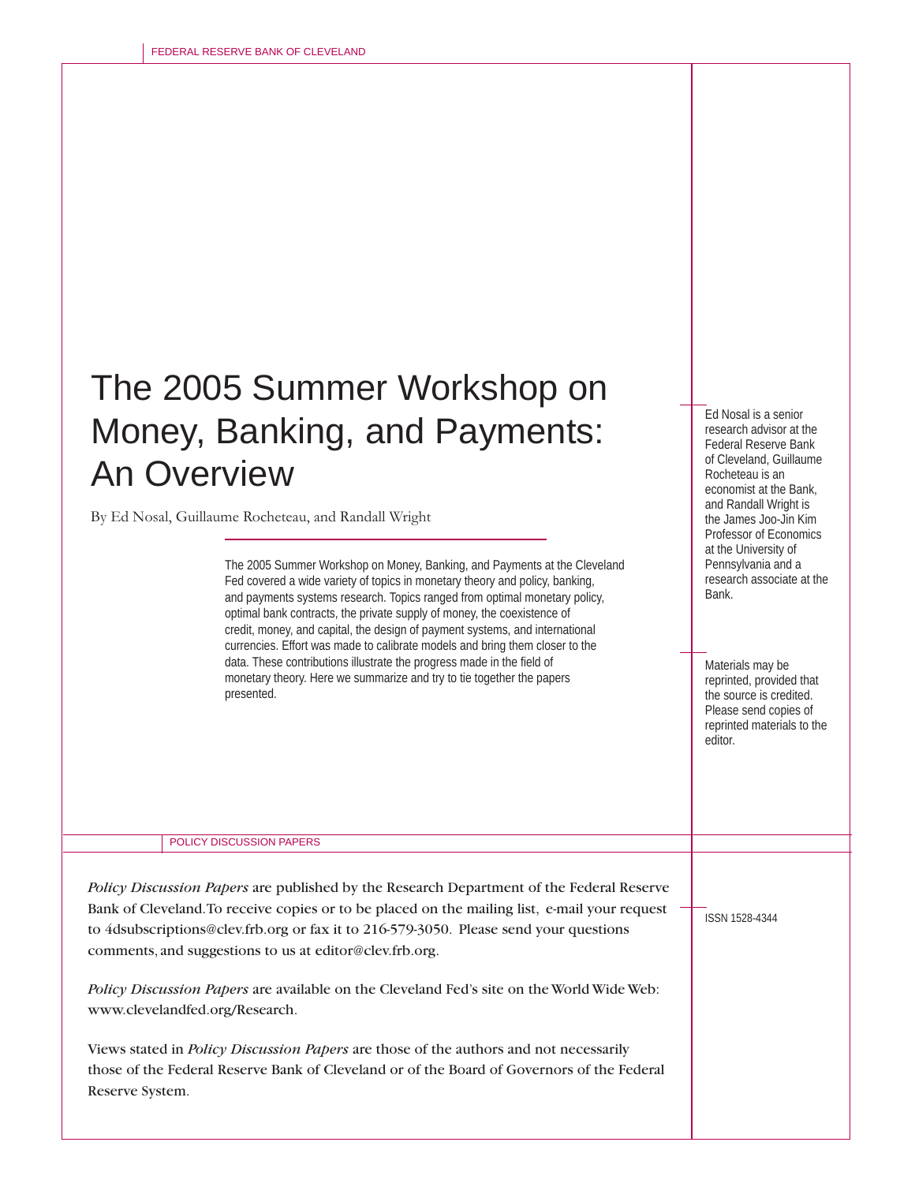# The 2005 Summer Workshop on Money, Banking, and Payments: An Overview

By Ed Nosal, Guillaume Rocheteau, and Randall Wright

The 2005 Summer Workshop on Money, Banking, and Payments at the Cleveland Fed covered a wide variety of topics in monetary theory and policy, banking, and payments systems research. Topics ranged from optimal monetary policy, optimal bank contracts, the private supply of money, the coexistence of credit, money, and capital, the design of payment systems, and international currencies. Effort was made to calibrate models and bring them closer to the data. These contributions illustrate the progress made in the field of monetary theory. Here we summarize and try to tie together the papers presented.

Ed Nosal is a senior research advisor at the Federal Reserve Bank of Cleveland, Guillaume Rocheteau is an economist at the Bank, and Randall Wright is the James Joo-Jin Kim Professor of Economics at the University of Pennsylvania and a research associate at the Bank.

Materials may be reprinted, provided that the source is credited. Please send copies of reprinted materials to the editor.

POLICY DISCUSSION PAPERS

*Policy Discussion Papers* are published by the Research Department of the Federal Reserve Bank of Cleveland. To receive copies or to be placed on the mailing list, e-mail your request to 4dsubscriptions@clev.frb.org or fax it to 216-579-3050. Please send your questions comments, and suggestions to us at editor@clev.frb.org.

ISSN 1528-4344

*Policy Discussion Papers* are available on the Cleveland Fed's site on the World Wide Web: www.clevelandfed.org/Research.

Views stated in *Policy Discussion Papers* are those of the authors and not necessarily those of the Federal Reserve Bank of Cleveland or of the Board of Governors of the Federal Reserve System.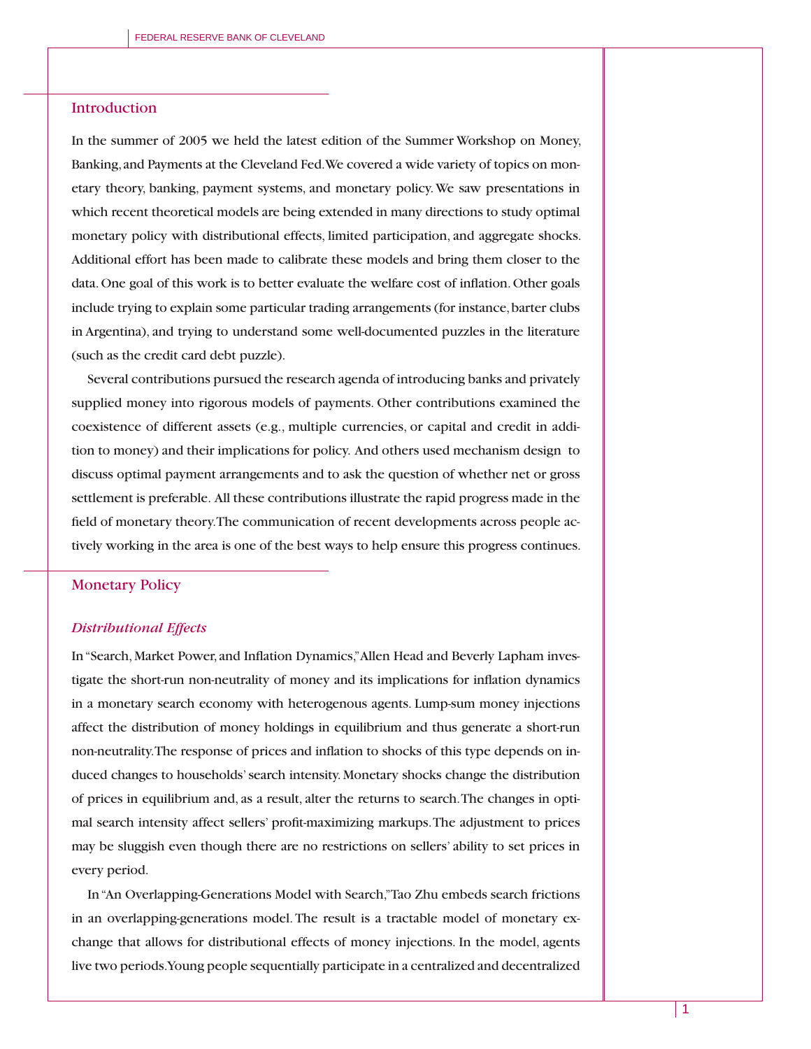## Introduction

In the summer of 2005 we held the latest edition of the Summer Workshop on Money, Banking, and Payments at the Cleveland Fed. We covered a wide variety of topics on monetary theory, banking, payment systems, and monetary policy. We saw presentations in which recent theoretical models are being extended in many directions to study optimal monetary policy with distributional effects, limited participation, and aggregate shocks. Additional effort has been made to calibrate these models and bring them closer to the data. One goal of this work is to better evaluate the welfare cost of inflation. Other goals include trying to explain some particular trading arrangements (for instance, barter clubs in Argentina), and trying to understand some well-documented puzzles in the literature (such as the credit card debt puzzle).

Several contributions pursued the research agenda of introducing banks and privately supplied money into rigorous models of payments. Other contributions examined the coexistence of different assets (e.g., multiple currencies, or capital and credit in addition to money) and their implications for policy. And others used mechanism design to discuss optimal payment arrangements and to ask the question of whether net or gross settlement is preferable. All these contributions illustrate the rapid progress made in the field of monetary theory. The communication of recent developments across people actively working in the area is one of the best ways to help ensure this progress continues.

## Monetary Policy

### *Distributional Effects*

In "Search, Market Power, and Inflation Dynamics," Allen Head and Beverly Lapham investigate the short-run non-neutrality of money and its implications for inflation dynamics in a monetary search economy with heterogenous agents. Lump-sum money injections affect the distribution of money holdings in equilibrium and thus generate a short-run non-neutrality. The response of prices and inflation to shocks of this type depends on induced changes to households' search intensity. Monetary shocks change the distribution of prices in equilibrium and, as a result, alter the returns to search. The changes in optimal search intensity affect sellers' profit-maximizing markups. The adjustment to prices may be sluggish even though there are no restrictions on sellers' ability to set prices in every period.

In "An Overlapping-Generations Model with Search," Tao Zhu embeds search frictions in an overlapping-generations model. The result is a tractable model of monetary exchange that allows for distributional effects of money injections. In the model, agents live two periods. Young people sequentially participate in a centralized and decentralized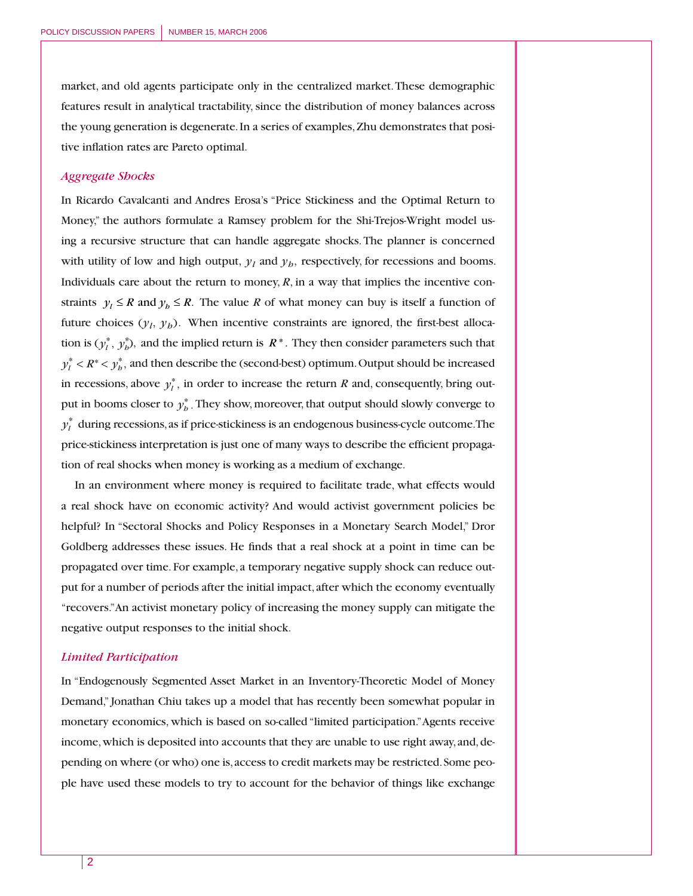market, and old agents participate only in the centralized market. These demographic features result in analytical tractability, since the distribution of money balances across the young generation is degenerate. In a series of examples, Zhu demonstrates that positive inflation rates are Pareto optimal.

### *Aggregate Shocks*

In Ricardo Cavalcanti and Andres Erosa's "Price Stickiness and the Optimal Return to Money," the authors formulate a Ramsey problem for the Shi-Trejos-Wright model using a recursive structure that can handle aggregate shocks. The planner is concerned with utility of low and high output, $y_l$ and $y_b$, respectively, for recessions and booms. Individuals care about the return to money, $R$, in a way that implies the incentive constraints $y_l \leq R$ and $y_b \leq R$. The value $R$ of what money can buy is itself a function of future choices $(y_l, y_b)$. When incentive constraints are ignored, the first-best allocation is $(y_l^*, y_b^*)$, and the implied return is $R^*$. They then consider parameters such that $y_l^* < R^* < y_b^*$, and then describe the (second-best) optimum. Output should be increased in recessions, above $y_l^*$, in order to increase the return $R$ and, consequently, bring output in booms closer to $y_b^*$. They show, moreover, that output should slowly converge to $y_l^*$ during recessions, as if price-stickiness is an endogenous business-cycle outcome. The price-stickiness interpretation is just one of many ways to describe the efficient propagation of real shocks when money is working as a medium of exchange.

In an environment where money is required to facilitate trade, what effects would a real shock have on economic activity? And would activist government policies be helpful? In "Sectoral Shocks and Policy Responses in a Monetary Search Model," Dror Goldberg addresses these issues. He finds that a real shock at a point in time can be propagated over time. For example, a temporary negative supply shock can reduce output for a number of periods after the initial impact, after which the economy eventually "recovers." An activist monetary policy of increasing the money supply can mitigate the negative output responses to the initial shock.

### *Limited Participation*

In "Endogenously Segmented Asset Market in an Inventory-Theoretic Model of Money Demand," Jonathan Chiu takes up a model that has recently been somewhat popular in monetary economics, which is based on so-called "limited participation." Agents receive income, which is deposited into accounts that they are unable to use right away, and, depending on where (or who) one is, access to credit markets may be restricted. Some people have used these models to try to account for the behavior of things like exchange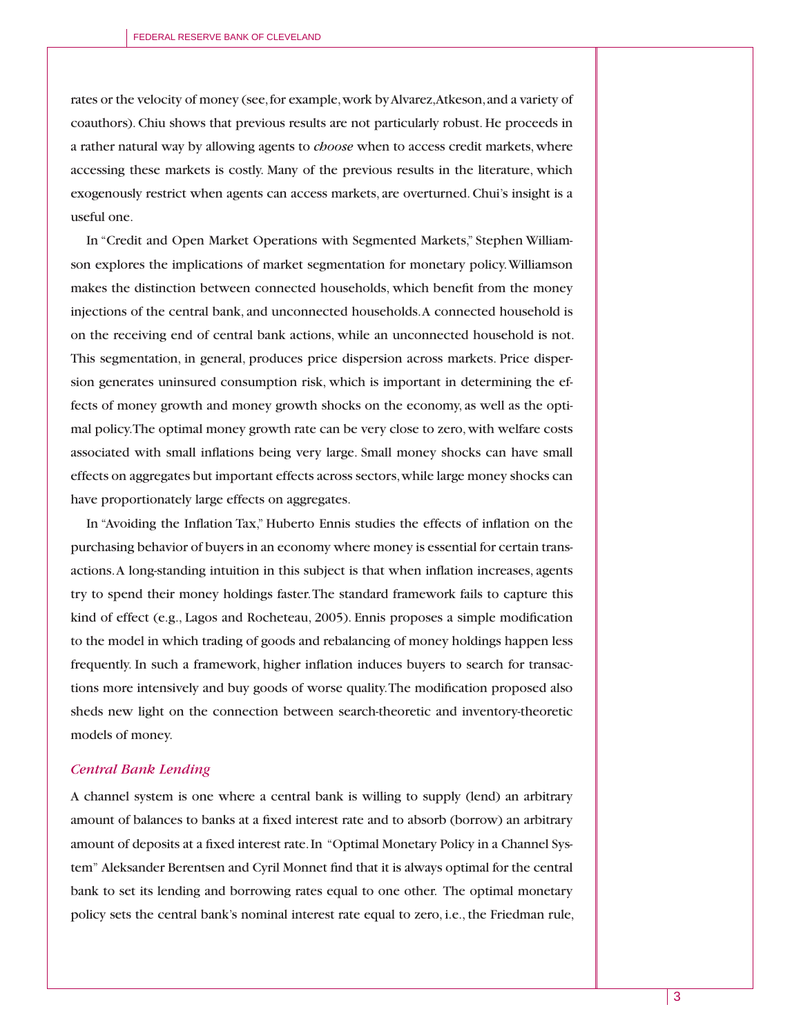rates or the velocity of money (see, for example, work by Alvarez, Atkeson, and a variety of coauthors). Chiu shows that previous results are not particularly robust. He proceeds in a rather natural way by allowing agents to *choose* when to access credit markets, where accessing these markets is costly. Many of the previous results in the literature, which exogenously restrict when agents can access markets, are overturned. Chui's insight is a useful one.

In "Credit and Open Market Operations with Segmented Markets," Stephen Williamson explores the implications of market segmentation for monetary policy. Williamson makes the distinction between connected households, which benefit from the money injections of the central bank, and unconnected households. A connected household is on the receiving end of central bank actions, while an unconnected household is not. This segmentation, in general, produces price dispersion across markets. Price dispersion generates uninsured consumption risk, which is important in determining the effects of money growth and money growth shocks on the economy, as well as the optimal policy. The optimal money growth rate can be very close to zero, with welfare costs associated with small inflations being very large. Small money shocks can have small effects on aggregates but important effects across sectors, while large money shocks can have proportionately large effects on aggregates.

In "Avoiding the Inflation Tax," Huberto Ennis studies the effects of inflation on the purchasing behavior of buyers in an economy where money is essential for certain transactions. A long-standing intuition in this subject is that when inflation increases, agents try to spend their money holdings faster. The standard framework fails to capture this kind of effect (e.g., Lagos and Rocheteau, 2005). Ennis proposes a simple modification to the model in which trading of goods and rebalancing of money holdings happen less frequently. In such a framework, higher inflation induces buyers to search for transactions more intensively and buy goods of worse quality. The modification proposed also sheds new light on the connection between search-theoretic and inventory-theoretic models of money.

### *Central Bank Lending*

A channel system is one where a central bank is willing to supply (lend) an arbitrary amount of balances to banks at a fixed interest rate and to absorb (borrow) an arbitrary amount of deposits at a fixed interest rate. In "Optimal Monetary Policy in a Channel System" Aleksander Berentsen and Cyril Monnet find that it is always optimal for the central bank to set its lending and borrowing rates equal to one other. The optimal monetary policy sets the central bank's nominal interest rate equal to zero, i.e., the Friedman rule,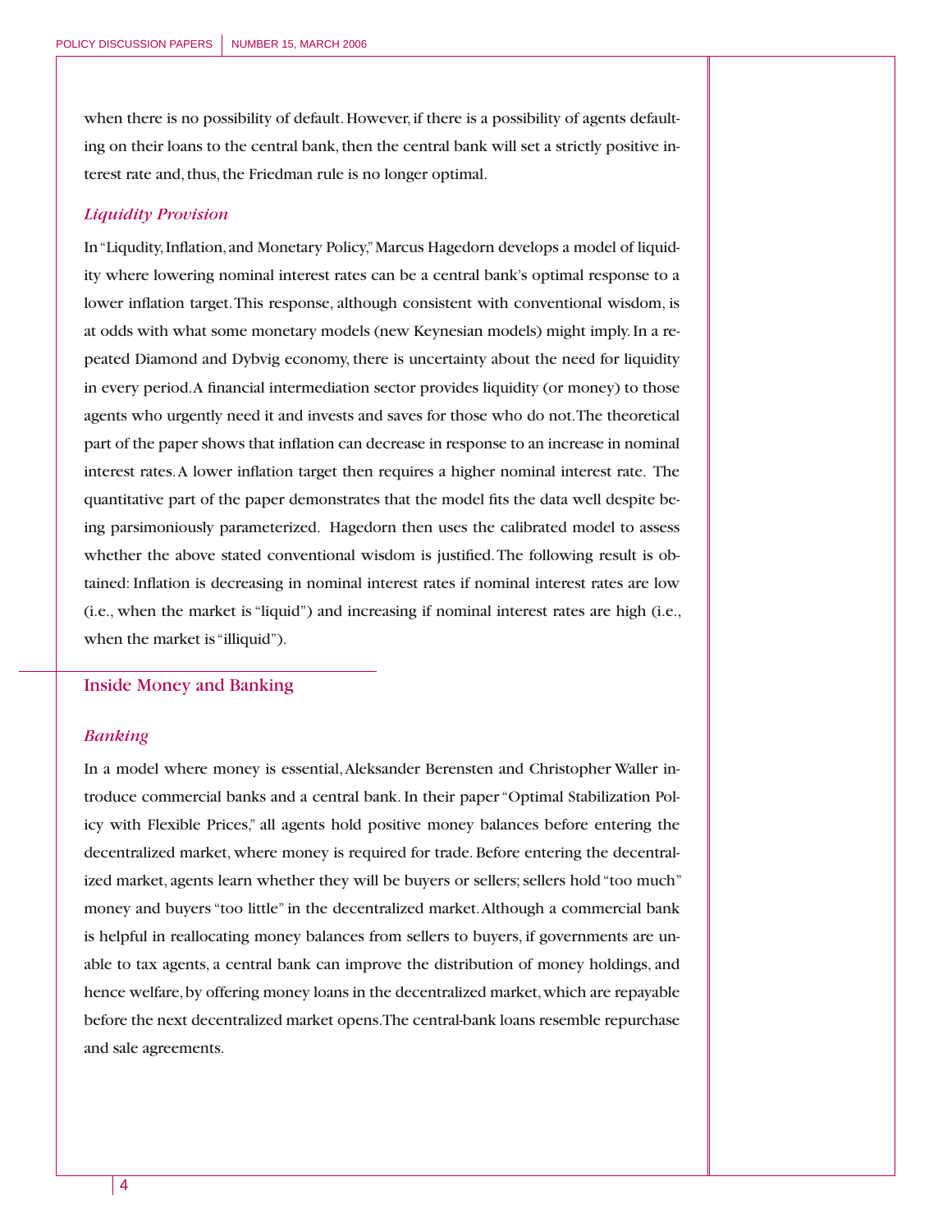when there is no possibility of default. However, if there is a possibility of agents defaulting on their loans to the central bank, then the central bank will set a strictly positive interest rate and, thus, the Friedman rule is no longer optimal.

### *Liquidity Provision*

In "Liqudity, Inflation, and Monetary Policy," Marcus Hagedorn develops a model of liquidity where lowering nominal interest rates can be a central bank's optimal response to a lower inflation target. This response, although consistent with conventional wisdom, is at odds with what some monetary models (new Keynesian models) might imply. In a repeated Diamond and Dybvig economy, there is uncertainty about the need for liquidity in every period. A financial intermediation sector provides liquidity (or money) to those agents who urgently need it and invests and saves for those who do not. The theoretical part of the paper shows that inflation can decrease in response to an increase in nominal interest rates. A lower inflation target then requires a higher nominal interest rate. The quantitative part of the paper demonstrates that the model fits the data well despite being parsimoniously parameterized. Hagedorn then uses the calibrated model to assess whether the above stated conventional wisdom is justified. The following result is obtained: Inflation is decreasing in nominal interest rates if nominal interest rates are low (i.e., when the market is "liquid") and increasing if nominal interest rates are high (i.e., when the market is "illiquid").

## Inside Money and Banking

### *Banking*

In a model where money is essential, Aleksander Berensten and Christopher Waller introduce commercial banks and a central bank. In their paper "Optimal Stabilization Policy with Flexible Prices," all agents hold positive money balances before entering the decentralized market, where money is required for trade. Before entering the decentralized market, agents learn whether they will be buyers or sellers; sellers hold "too much" money and buyers "too little" in the decentralized market. Although a commercial bank is helpful in reallocating money balances from sellers to buyers, if governments are unable to tax agents, a central bank can improve the distribution of money holdings, and hence welfare, by offering money loans in the decentralized market, which are repayable before the next decentralized market opens. The central-bank loans resemble repurchase and sale agreements.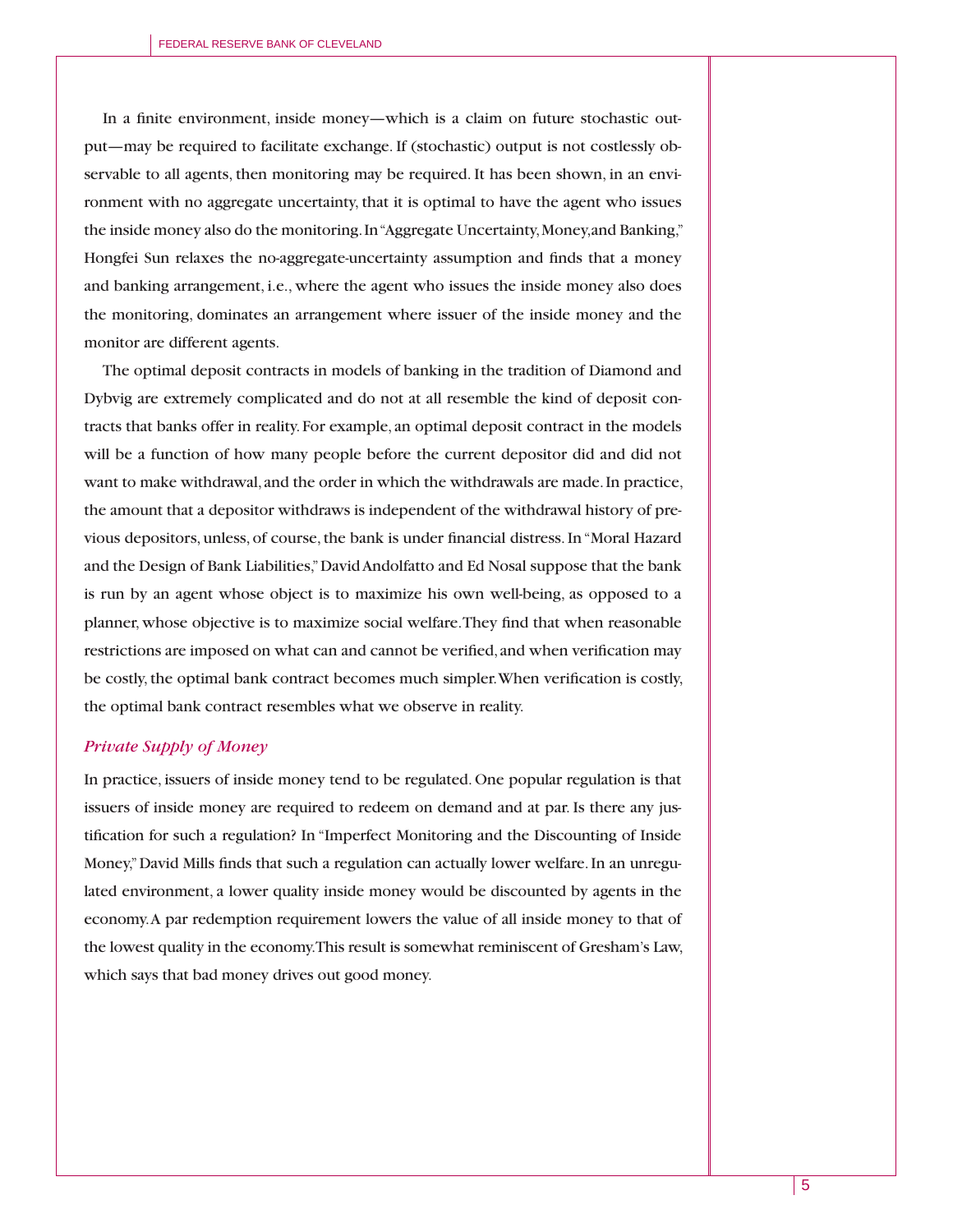In a finite environment, inside money—which is a claim on future stochastic output—may be required to facilitate exchange. If (stochastic) output is not costlessly observable to all agents, then monitoring may be required. It has been shown, in an environment with no aggregate uncertainty, that it is optimal to have the agent who issues the inside money also do the monitoring. In "Aggregate Uncertainty, Money, and Banking," Hongfei Sun relaxes the no-aggregate-uncertainty assumption and finds that a money and banking arrangement, i.e., where the agent who issues the inside money also does the monitoring, dominates an arrangement where issuer of the inside money and the monitor are different agents.

The optimal deposit contracts in models of banking in the tradition of Diamond and Dybvig are extremely complicated and do not at all resemble the kind of deposit contracts that banks offer in reality. For example, an optimal deposit contract in the models will be a function of how many people before the current depositor did and did not want to make withdrawal, and the order in which the withdrawals are made. In practice, the amount that a depositor withdraws is independent of the withdrawal history of previous depositors, unless, of course, the bank is under financial distress. In "Moral Hazard and the Design of Bank Liabilities," David Andolfatto and Ed Nosal suppose that the bank is run by an agent whose object is to maximize his own well-being, as opposed to a planner, whose objective is to maximize social welfare. They find that when reasonable restrictions are imposed on what can and cannot be verified, and when verification may be costly, the optimal bank contract becomes much simpler. When verification is costly, the optimal bank contract resembles what we observe in reality.

### *Private Supply of Money*

In practice, issuers of inside money tend to be regulated. One popular regulation is that issuers of inside money are required to redeem on demand and at par. Is there any justification for such a regulation? In "Imperfect Monitoring and the Discounting of Inside Money," David Mills finds that such a regulation can actually lower welfare. In an unregulated environment, a lower quality inside money would be discounted by agents in the economy. A par redemption requirement lowers the value of all inside money to that of the lowest quality in the economy. This result is somewhat reminiscent of Gresham's Law, which says that bad money drives out good money.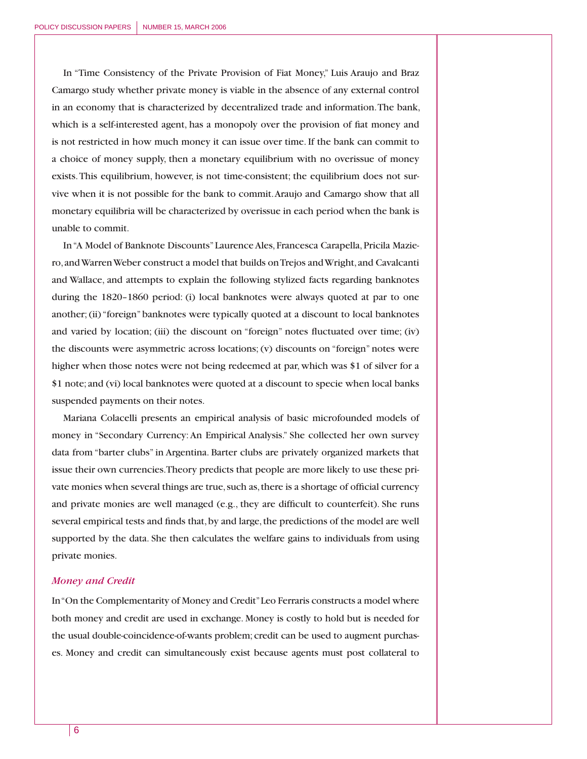In "Time Consistency of the Private Provision of Fiat Money," Luis Araujo and Braz Camargo study whether private money is viable in the absence of any external control in an economy that is characterized by decentralized trade and information. The bank, which is a self-interested agent, has a monopoly over the provision of fiat money and is not restricted in how much money it can issue over time. If the bank can commit to a choice of money supply, then a monetary equilibrium with no overissue of money exists. This equilibrium, however, is not time-consistent; the equilibrium does not survive when it is not possible for the bank to commit. Araujo and Camargo show that all monetary equilibria will be characterized by overissue in each period when the bank is unable to commit.

In "A Model of Banknote Discounts" Laurence Ales, Francesca Carapella, Pricila Maziero, and Warren Weber construct a model that builds on Trejos and Wright, and Cavalcanti and Wallace, and attempts to explain the following stylized facts regarding banknotes during the 1820–1860 period: (i) local banknotes were always quoted at par to one another; (ii) "foreign" banknotes were typically quoted at a discount to local banknotes and varied by location; (iii) the discount on "foreign" notes fluctuated over time; (iv) the discounts were asymmetric across locations; (v) discounts on "foreign" notes were higher when those notes were not being redeemed at par, which was $1 of silver for a $1 note; and (vi) local banknotes were quoted at a discount to specie when local banks suspended payments on their notes.

Mariana Colacelli presents an empirical analysis of basic microfounded models of money in "Secondary Currency: An Empirical Analysis." She collected her own survey data from "barter clubs" in Argentina. Barter clubs are privately organized markets that issue their own currencies. Theory predicts that people are more likely to use these private monies when several things are true, such as, there is a shortage of official currency and private monies are well managed (e.g., they are difficult to counterfeit). She runs several empirical tests and finds that, by and large, the predictions of the model are well supported by the data. She then calculates the welfare gains to individuals from using private monies.

### *Money and Credit*

In "On the Complementarity of Money and Credit" Leo Ferraris constructs a model where both money and credit are used in exchange. Money is costly to hold but is needed for the usual double-coincidence-of-wants problem; credit can be used to augment purchases. Money and credit can simultaneously exist because agents must post collateral to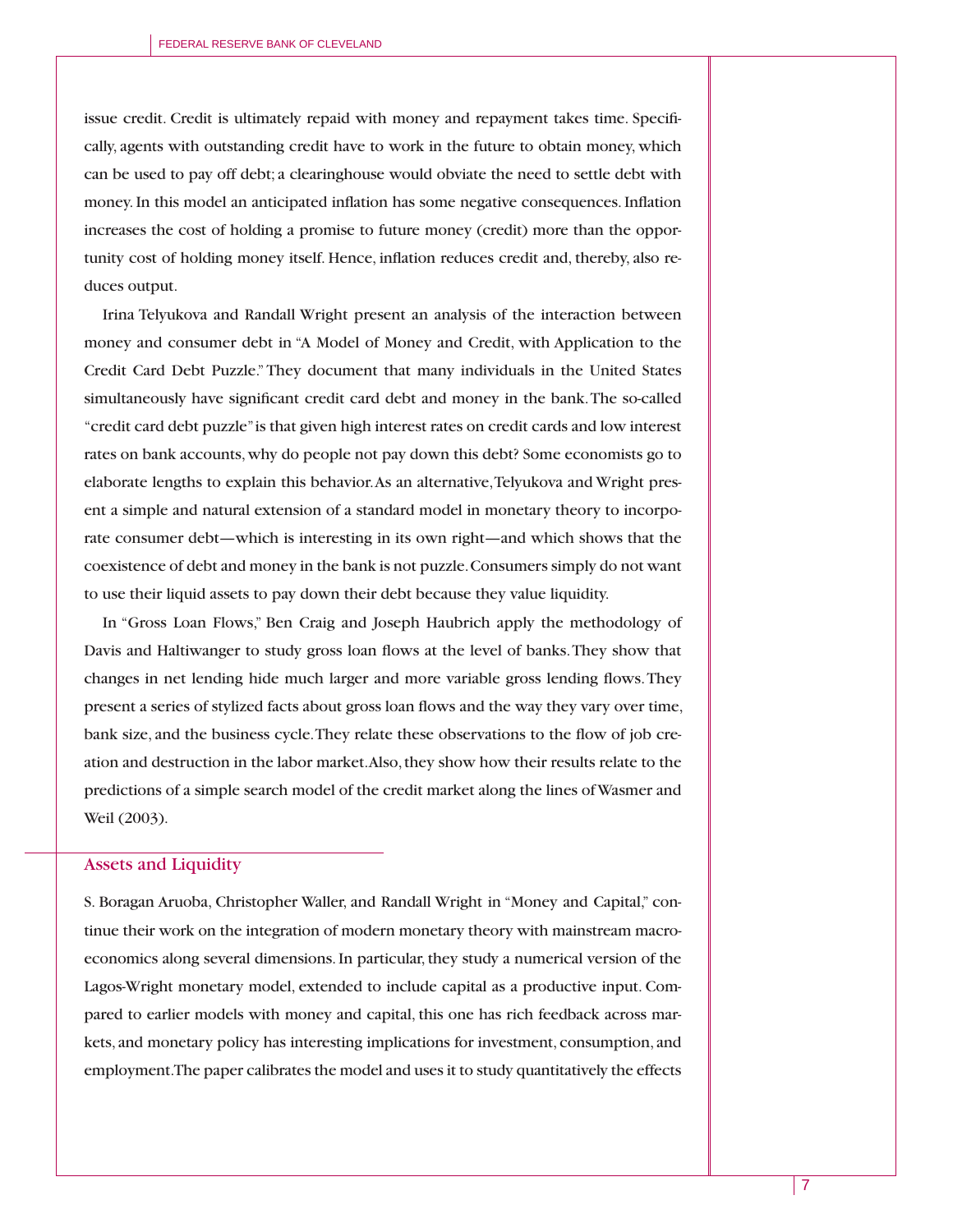issue credit. Credit is ultimately repaid with money and repayment takes time. Specifically, agents with outstanding credit have to work in the future to obtain money, which can be used to pay off debt; a clearinghouse would obviate the need to settle debt with money. In this model an anticipated inflation has some negative consequences. Inflation increases the cost of holding a promise to future money (credit) more than the opportunity cost of holding money itself. Hence, inflation reduces credit and, thereby, also reduces output.

Irina Telyukova and Randall Wright present an analysis of the interaction between money and consumer debt in "A Model of Money and Credit, with Application to the Credit Card Debt Puzzle." They document that many individuals in the United States simultaneously have significant credit card debt and money in the bank. The so-called "credit card debt puzzle" is that given high interest rates on credit cards and low interest rates on bank accounts, why do people not pay down this debt? Some economists go to elaborate lengths to explain this behavior. As an alternative, Telyukova and Wright present a simple and natural extension of a standard model in monetary theory to incorporate consumer debt—which is interesting in its own right—and which shows that the coexistence of debt and money in the bank is not puzzle. Consumers simply do not want to use their liquid assets to pay down their debt because they value liquidity.

In "Gross Loan Flows," Ben Craig and Joseph Haubrich apply the methodology of Davis and Haltiwanger to study gross loan flows at the level of banks. They show that changes in net lending hide much larger and more variable gross lending flows. They present a series of stylized facts about gross loan flows and the way they vary over time, bank size, and the business cycle. They relate these observations to the flow of job creation and destruction in the labor market. Also, they show how their results relate to the predictions of a simple search model of the credit market along the lines of Wasmer and Weil (2003).

## Assets and Liquidity

S. Boragan Aruoba, Christopher Waller, and Randall Wright in "Money and Capital," continue their work on the integration of modern monetary theory with mainstream macroeconomics along several dimensions. In particular, they study a numerical version of the Lagos-Wright monetary model, extended to include capital as a productive input. Compared to earlier models with money and capital, this one has rich feedback across markets, and monetary policy has interesting implications for investment, consumption, and employment. The paper calibrates the model and uses it to study quantitatively the effects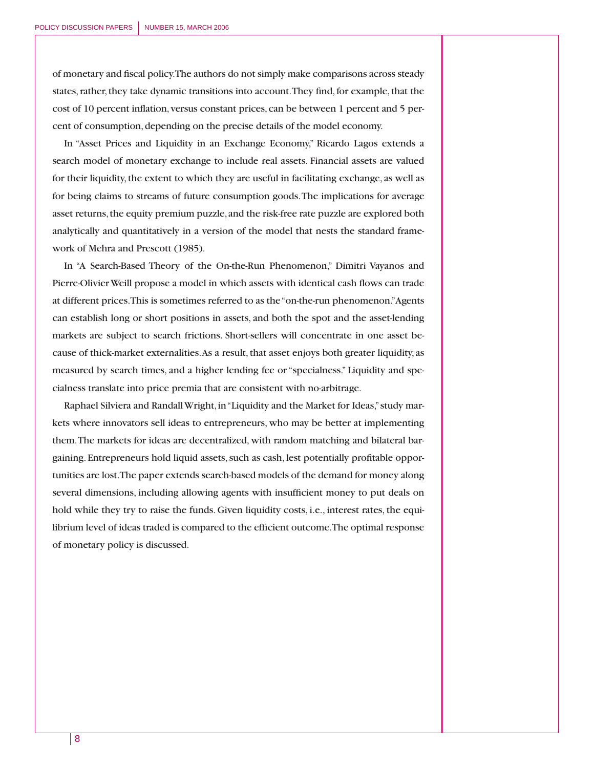of monetary and fiscal policy. The authors do not simply make comparisons across steady states, rather, they take dynamic transitions into account. They find, for example, that the cost of 10 percent inflation, versus constant prices, can be between 1 percent and 5 percent of consumption, depending on the precise details of the model economy.

In "Asset Prices and Liquidity in an Exchange Economy," Ricardo Lagos extends a search model of monetary exchange to include real assets. Financial assets are valued for their liquidity, the extent to which they are useful in facilitating exchange, as well as for being claims to streams of future consumption goods. The implications for average asset returns, the equity premium puzzle, and the risk-free rate puzzle are explored both analytically and quantitatively in a version of the model that nests the standard framework of Mehra and Prescott (1985).

In "A Search-Based Theory of the On-the-Run Phenomenon," Dimitri Vayanos and Pierre-Olivier Weill propose a model in which assets with identical cash flows can trade at different prices. This is sometimes referred to as the "on-the-run phenomenon." Agents can establish long or short positions in assets, and both the spot and the asset-lending markets are subject to search frictions. Short-sellers will concentrate in one asset because of thick-market externalities. As a result, that asset enjoys both greater liquidity, as measured by search times, and a higher lending fee or "specialness." Liquidity and specialness translate into price premia that are consistent with no-arbitrage.

Raphael Silviera and Randall Wright, in "Liquidity and the Market for Ideas," study markets where innovators sell ideas to entrepreneurs, who may be better at implementing them. The markets for ideas are decentralized, with random matching and bilateral bargaining. Entrepreneurs hold liquid assets, such as cash, lest potentially profitable opportunities are lost. The paper extends search-based models of the demand for money along several dimensions, including allowing agents with insufficient money to put deals on hold while they try to raise the funds. Given liquidity costs, i.e., interest rates, the equilibrium level of ideas traded is compared to the efficient outcome. The optimal response of monetary policy is discussed.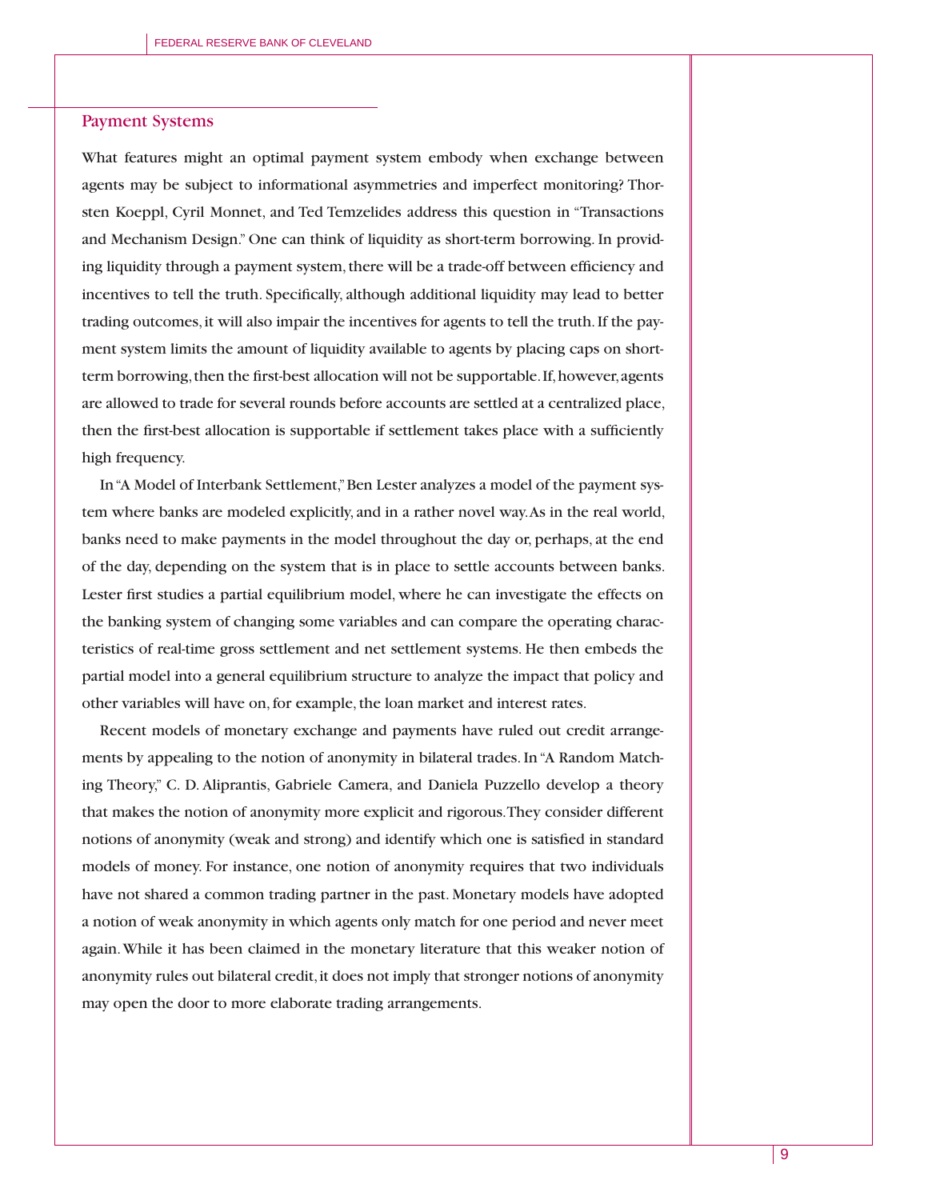## Payment Systems

What features might an optimal payment system embody when exchange between agents may be subject to informational asymmetries and imperfect monitoring? Thorsten Koeppl, Cyril Monnet, and Ted Temzelides address this question in "Transactions and Mechanism Design." One can think of liquidity as short-term borrowing. In providing liquidity through a payment system, there will be a trade-off between efficiency and incentives to tell the truth. Specifically, although additional liquidity may lead to better trading outcomes, it will also impair the incentives for agents to tell the truth. If the payment system limits the amount of liquidity available to agents by placing caps on short-term borrowing, then the first-best allocation will not be supportable. If, however, agents are allowed to trade for several rounds before accounts are settled at a centralized place, then the first-best allocation is supportable if settlement takes place with a sufficiently high frequency.

In "A Model of Interbank Settlement," Ben Lester analyzes a model of the payment system where banks are modeled explicitly, and in a rather novel way. As in the real world, banks need to make payments in the model throughout the day or, perhaps, at the end of the day, depending on the system that is in place to settle accounts between banks. Lester first studies a partial equilibrium model, where he can investigate the effects on the banking system of changing some variables and can compare the operating characteristics of real-time gross settlement and net settlement systems. He then embeds the partial model into a general equilibrium structure to analyze the impact that policy and other variables will have on, for example, the loan market and interest rates.

Recent models of monetary exchange and payments have ruled out credit arrangements by appealing to the notion of anonymity in bilateral trades. In "A Random Matching Theory," C. D. Aliprantis, Gabriele Camera, and Daniela Puzzello develop a theory that makes the notion of anonymity more explicit and rigorous. They consider different notions of anonymity (weak and strong) and identify which one is satisfied in standard models of money. For instance, one notion of anonymity requires that two individuals have not shared a common trading partner in the past. Monetary models have adopted a notion of weak anonymity in which agents only match for one period and never meet again. While it has been claimed in the monetary literature that this weaker notion of anonymity rules out bilateral credit, it does not imply that stronger notions of anonymity may open the door to more elaborate trading arrangements.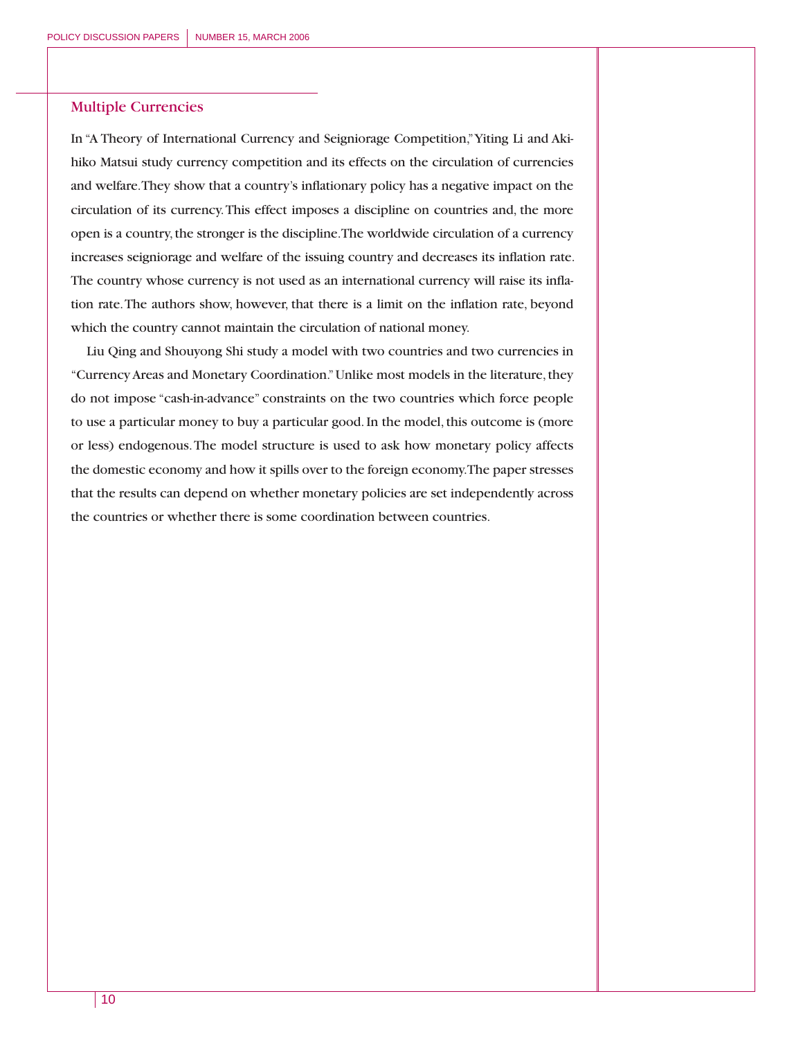## Multiple Currencies

In "A Theory of International Currency and Seigniorage Competition," Yiting Li and Akihiko Matsui study currency competition and its effects on the circulation of currencies and welfare. They show that a country's inflationary policy has a negative impact on the circulation of its currency. This effect imposes a discipline on countries and, the more open is a country, the stronger is the discipline. The worldwide circulation of a currency increases seigniorage and welfare of the issuing country and decreases its inflation rate. The country whose currency is not used as an international currency will raise its inflation rate. The authors show, however, that there is a limit on the inflation rate, beyond which the country cannot maintain the circulation of national money.

Liu Qing and Shouyong Shi study a model with two countries and two currencies in "Currency Areas and Monetary Coordination." Unlike most models in the literature, they do not impose "cash-in-advance" constraints on the two countries which force people to use a particular money to buy a particular good. In the model, this outcome is (more or less) endogenous. The model structure is used to ask how monetary policy affects the domestic economy and how it spills over to the foreign economy. The paper stresses that the results can depend on whether monetary policies are set independently across the countries or whether there is some coordination between countries.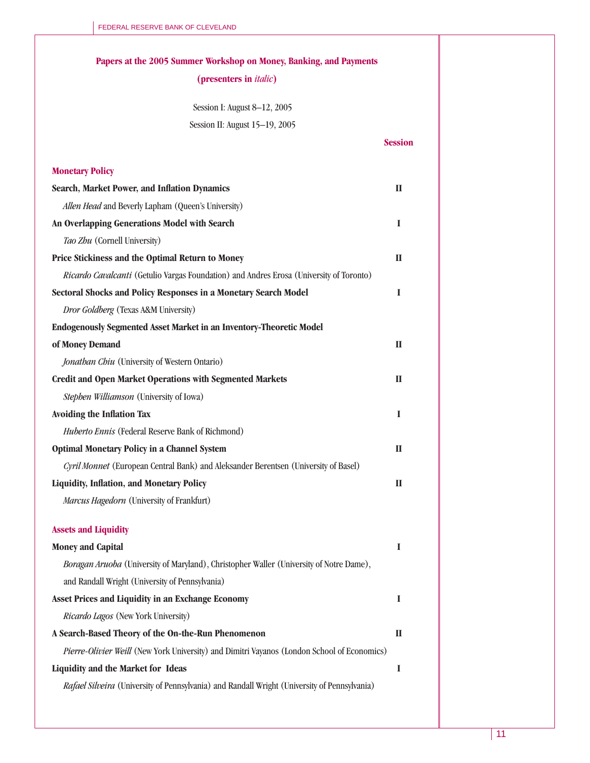## Papers at the 2005 Summer Workshop on Money, Banking, and Payments
### (presenters in *italic*)

Session I: August 8–12, 2005

Session II: August 15–19, 2005

| | Session |
|---|---|
| **Monetary Policy** | |
| **Search, Market Power, and Inflation Dynamics** | **II** |
| *Allen Head* and Beverly Lapham (Queen's University) | |
| **An Overlapping Generations Model with Search** | **I** |
| *Tao Zhu* (Cornell University) | |
| **Price Stickiness and the Optimal Return to Money** | **II** |
| *Ricardo Cavalcanti* (Getulio Vargas Foundation) and Andres Erosa (University of Toronto) | |
| **Sectoral Shocks and Policy Responses in a Monetary Search Model** | **I** |
| *Dror Goldberg* (Texas A&M University) | |
| **Endogenously Segmented Asset Market in an Inventory-Theoretic Model of Money Demand** | **II** |
| *Jonathan Chiu* (University of Western Ontario) | |
| **Credit and Open Market Operations with Segmented Markets** | **II** |
| *Stephen Williamson* (University of Iowa) | |
| **Avoiding the Inflation Tax** | **I** |
| *Huberto Ennis* (Federal Reserve Bank of Richmond) | |
| **Optimal Monetary Policy in a Channel System** | **II** |
| *Cyril Monnet* (European Central Bank) and Aleksander Berentsen (University of Basel) | |
| **Liquidity, Inflation, and Monetary Policy** | **II** |
| *Marcus Hagedorn* (University of Frankfurt) | |
| **Assets and Liquidity** | |
| **Money and Capital** | **I** |
| *Boragan Aruoba* (University of Maryland), Christopher Waller (University of Notre Dame), and Randall Wright (University of Pennsylvania) | |
| **Asset Prices and Liquidity in an Exchange Economy** | **I** |
| *Ricardo Lagos* (New York University) | |
| **A Search-Based Theory of the On-the-Run Phenomenon** | **II** |
| *Pierre-Olivier Weill* (New York University) and Dimitri Vayanos (London School of Economics) | |
| **Liquidity and the Market for Ideas** | **I** |
| *Rafael Silveira* (University of Pennsylvania) and Randall Wright (University of Pennsylvania) | |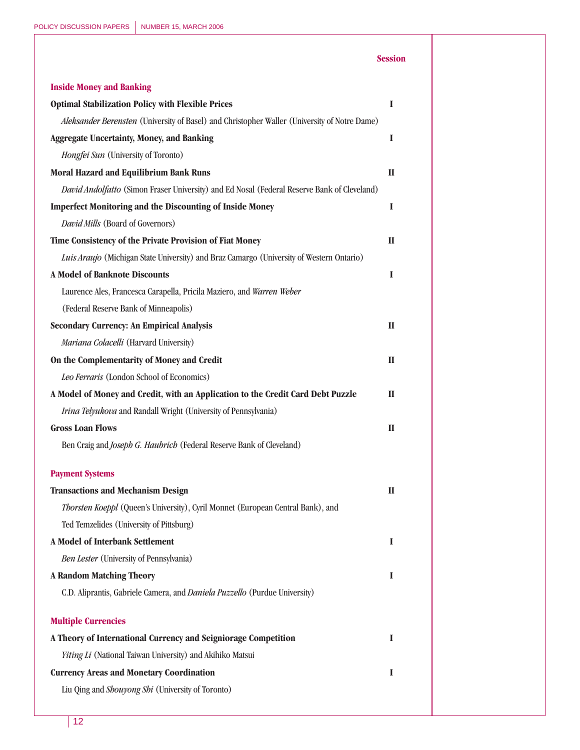**Session**

**Inside Money and Banking**

**Optimal Stabilization Policy with Flexible Prices** — I

*Aleksander Berensten* (University of Basel) and Christopher Waller (University of Notre Dame)

**Aggregate Uncertainty, Money, and Banking** — I

*Hongfei Sun* (University of Toronto)

**Moral Hazard and Equilibrium Bank Runs** — II

*David Andolfatto* (Simon Fraser University) and Ed Nosal (Federal Reserve Bank of Cleveland)

**Imperfect Monitoring and the Discounting of Inside Money** — I

*David Mills* (Board of Governors)

**Time Consistency of the Private Provision of Fiat Money** — II

*Luis Araujo* (Michigan State University) and Braz Camargo (University of Western Ontario)

**A Model of Banknote Discounts** — I

Laurence Ales, Francesca Carapella, Pricila Maziero, and *Warren Weber* (Federal Reserve Bank of Minneapolis)

**Secondary Currency: An Empirical Analysis** — II

*Mariana Colacelli* (Harvard University)

**On the Complementarity of Money and Credit** — II

*Leo Ferraris* (London School of Economics)

**A Model of Money and Credit, with an Application to the Credit Card Debt Puzzle** — II

*Irina Telyukova* and Randall Wright (University of Pennsylvania)

**Gross Loan Flows** — II

Ben Craig and *Joseph G. Haubrich* (Federal Reserve Bank of Cleveland)

**Payment Systems**

**Transactions and Mechanism Design** — II

*Thorsten Koeppl* (Queen's University), Cyril Monnet (European Central Bank), and Ted Temzelides (University of Pittsburg)

**A Model of Interbank Settlement** — I

*Ben Lester* (University of Pennsylvania)

**A Random Matching Theory** — I

C.D. Aliprantis, Gabriele Camera, and *Daniela Puzzello* (Purdue University)

**Multiple Currencies**

**A Theory of International Currency and Seigniorage Competition** — I

*Yiting Li* (National Taiwan University) and Akihiko Matsui

**Currency Areas and Monetary Coordination** — I

Liu Qing and *Shouyong Shi* (University of Toronto)